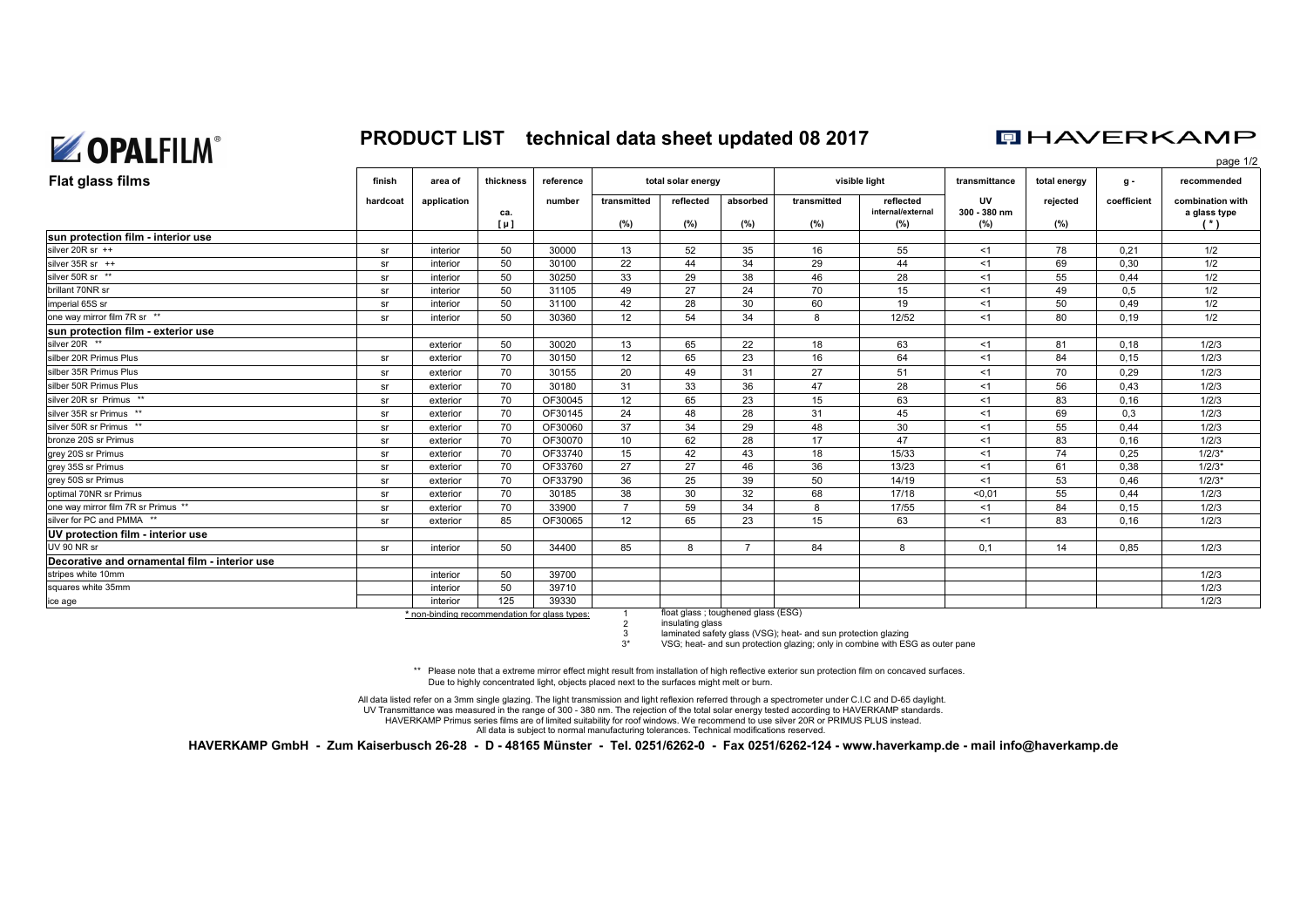# OPALFILM® PRODUCT LIST technical data sheet updated 08 2017

HAVERKAMP

## Flat glass films

| | finish | area of | thickness | reference | total solar energy | | | visible light | | transmittance | total energy | g - | recommended |
|---|---|---|---|---|---|---|---|---|---|---|---|---|---|
| | hardcoat | application | ca. [ µ ] | number | transmitted (%) | reflected (%) | absorbed (%) | transmitted (%) | reflected internal/external (%) | UV 300 - 380 nm (%) | rejected (%) | coefficient | combination with a glass type ( * ) |
| **sun protection film - interior use** | | | | | | | | | | | | | |
| silver 20R sr ++ | sr | interior | 50 | 30000 | 13 | 52 | 35 | 16 | 55 | <1 | 78 | 0,21 | 1/2 |
| silver 35R sr ++ | sr | interior | 50 | 30100 | 22 | 44 | 34 | 29 | 44 | <1 | 69 | 0,30 | 1/2 |
| silver 50R sr ** | sr | interior | 50 | 30250 | 33 | 29 | 38 | 46 | 28 | <1 | 55 | 0,44 | 1/2 |
| brillant 70NR sr | sr | interior | 50 | 31105 | 49 | 27 | 24 | 70 | 15 | <1 | 49 | 0,5 | 1/2 |
| imperial 65S sr | sr | interior | 50 | 31100 | 42 | 28 | 30 | 60 | 19 | <1 | 50 | 0,49 | 1/2 |
| one way mirror film 7R sr ** | sr | interior | 50 | 30360 | 12 | 54 | 34 | 8 | 12/52 | <1 | 80 | 0,19 | 1/2 |
| **sun protection film - exterior use** | | | | | | | | | | | | | |
| silver 20R ** | | exterior | 50 | 30020 | 13 | 65 | 22 | 18 | 63 | <1 | 81 | 0,18 | 1/2/3 |
| silber 20R Primus Plus | sr | exterior | 70 | 30150 | 12 | 65 | 23 | 16 | 64 | <1 | 84 | 0,15 | 1/2/3 |
| silber 35R Primus Plus | sr | exterior | 70 | 30155 | 20 | 49 | 31 | 27 | 51 | <1 | 70 | 0,29 | 1/2/3 |
| silber 50R Primus Plus | sr | exterior | 70 | 30180 | 31 | 33 | 36 | 47 | 28 | <1 | 56 | 0,43 | 1/2/3 |
| silver 20R sr Primus ** | sr | exterior | 70 | OF30045 | 12 | 65 | 23 | 15 | 63 | <1 | 83 | 0,16 | 1/2/3 |
| silver 35R sr Primus ** | sr | exterior | 70 | OF30145 | 24 | 48 | 28 | 31 | 45 | <1 | 69 | 0,3 | 1/2/3 |
| silver 50R sr Primus ** | sr | exterior | 70 | OF30060 | 37 | 34 | 29 | 48 | 30 | <1 | 55 | 0,44 | 1/2/3 |
| bronze 20S sr Primus | sr | exterior | 70 | OF30070 | 10 | 62 | 28 | 17 | 47 | <1 | 83 | 0,16 | 1/2/3 |
| grey 20S sr Primus | sr | exterior | 70 | OF33740 | 15 | 42 | 43 | 18 | 15/33 | <1 | 74 | 0,25 | 1/2/3* |
| grey 35S sr Primus | sr | exterior | 70 | OF33760 | 27 | 27 | 46 | 36 | 13/23 | <1 | 61 | 0,38 | 1/2/3* |
| grey 50S sr Primus | sr | exterior | 70 | OF33790 | 36 | 25 | 39 | 50 | 14/19 | <1 | 53 | 0,46 | 1/2/3* |
| optimal 70NR sr Primus | sr | exterior | 70 | 30185 | 38 | 30 | 32 | 68 | 17/18 | <0,01 | 55 | 0,44 | 1/2/3 |
| one way mirror film 7R sr Primus ** | sr | exterior | 70 | 33900 | 7 | 59 | 34 | 8 | 17/55 | <1 | 84 | 0,15 | 1/2/3 |
| silver for PC and PMMA ** | sr | exterior | 85 | OF30065 | 12 | 65 | 23 | 15 | 63 | <1 | 83 | 0,16 | 1/2/3 |
| **UV protection film - interior use** | | | | | | | | | | | | | |
| UV 90 NR sr | sr | interior | 50 | 34400 | 85 | 8 | 7 | 84 | 8 | 0,1 | 14 | 0,85 | 1/2/3 |
| **Decorative and ornamental film - interior use** | | | | | | | | | | | | | |
| stripes white 10mm | | interior | 50 | 39700 | | | | | | | | | 1/2/3 |
| squares white 35mm | | interior | 50 | 39710 | | | | | | | | | 1/2/3 |
| ice age | | interior | 125 | 39330 | | | | | | | | | 1/2/3 |

\* non-binding recommendation for glass types:
- 1 float glass ; toughened glass (ESG)
- 2 insulating glass
- 3 laminated safety glass (VSG); heat- and sun protection glazing
- 3* VSG; heat- and sun protection glazing; only in combine with ESG as outer pane

** Please note that a extreme mirror effect might result from installation of high reflective exterior sun protection film on concaved surfaces. Due to highly concentrated light, objects placed next to the surfaces might melt or burn.

All data listed refer on a 3mm single glazing. The light transmission and light reflexion referred through a spectrometer under C.I.C and D-65 daylight.
UV Transmittance was measured in the range of 300 - 380 nm. The rejection of the total solar energy tested according to HAVERKAMP standards.
HAVERKAMP Primus series films are of limited suitability for roof windows. We recommend to use silver 20R or PRIMUS PLUS instead.
All data is subject to normal manufacturing tolerances. Technical modifications reserved.

**HAVERKAMP GmbH - Zum Kaiserbusch 26-28 - D - 48165 Münster - Tel. 0251/6262-0 - Fax 0251/6262-124 - www.haverkamp.de - mail info@haverkamp.de**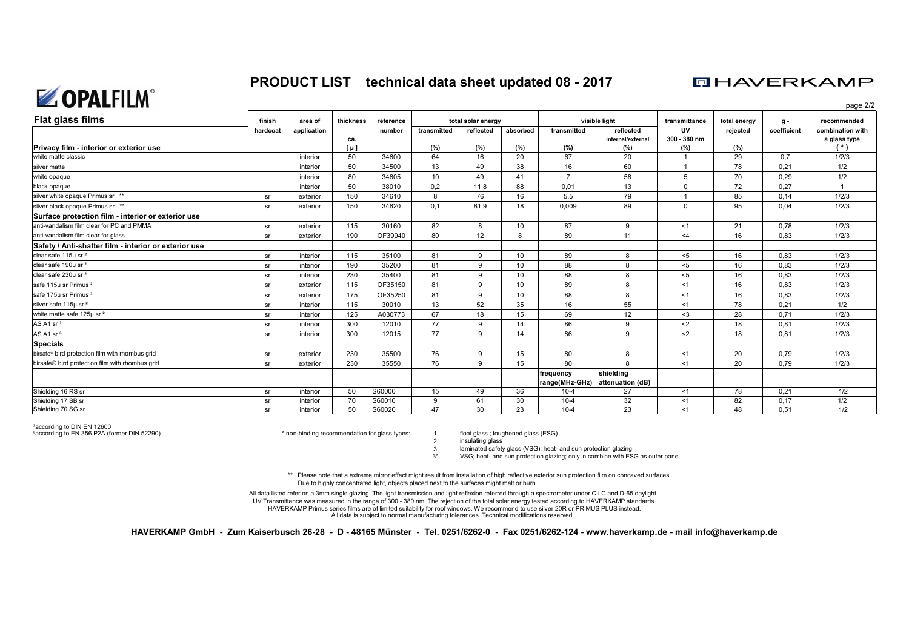# PRODUCT LIST technical data sheet updated 08 - 2017

OPALFILM® | HAVERKAMP

| Flat glass films | finish | area of | thickness | reference | total solar energy | | | visible light | | transmittance | total energy | g - | recommended |
|---|---|---|---|---|---|---|---|---|---|---|---|---|---|
| | hardcoat | application | ca. | number | transmitted | reflected | absorbed | transmitted | reflected internal/external | UV 300 - 380 nm | rejected | coefficient | combination with a glass type |
| **Privacy film - interior or exterior use** | | | [µ] | | (%) | (%) | (%) | (%) | (%) | (%) | (%) | | ( * ) |
| white matte classic | | interior | 50 | 34600 | 64 | 16 | 20 | 67 | 20 | 1 | 29 | 0,7 | 1/2/3 |
| silver matte | | interior | 50 | 34500 | 13 | 49 | 38 | 16 | 60 | 1 | 78 | 0,21 | 1/2 |
| white opaque | | interior | 80 | 34605 | 10 | 49 | 41 | 7 | 58 | 5 | 70 | 0,29 | 1/2 |
| black opaque | | interior | 50 | 38010 | 0,2 | 11,8 | 88 | 0,01 | 13 | 0 | 72 | 0,27 | 1 |
| silver white opaque Primus sr ** | sr | exterior | 150 | 34610 | 8 | 76 | 16 | 5,5 | 79 | 1 | 85 | 0,14 | 1/2/3 |
| silver black opaque Primus sr ** | sr | exterior | 150 | 34620 | 0,1 | 81,9 | 18 | 0,009 | 89 | 0 | 95 | 0,04 | 1/2/3 |
| **Surface protection film - interior or exterior use** | | | | | | | | | | | | | |
| anti-vandalism film clear for PC and PMMA | sr | exterior | 115 | 30160 | 82 | 8 | 10 | 87 | 9 | <1 | 21 | 0,78 | 1/2/3 |
| anti-vandalism film clear for glass | sr | exterior | 190 | OF39940 | 80 | 12 | 8 | 89 | 11 | <4 | 16 | 0,83 | 1/2/3 |
| **Safety / Anti-shatter film - interior or exterior use** | | | | | | | | | | | | | |
| clear safe 115µ sr ² | sr | interior | 115 | 35100 | 81 | 9 | 10 | 89 | 8 | <5 | 16 | 0,83 | 1/2/3 |
| clear safe 190µ sr ² | sr | interior | 190 | 35200 | 81 | 9 | 10 | 88 | 8 | <5 | 16 | 0,83 | 1/2/3 |
| clear safe 230µ sr ² | sr | interior | 230 | 35400 | 81 | 9 | 10 | 88 | 8 | <5 | 16 | 0,83 | 1/2/3 |
| safe 115µ sr Primus ² | sr | exterior | 115 | OF35150 | 81 | 9 | 10 | 89 | 8 | <1 | 16 | 0,83 | 1/2/3 |
| safe 175µ sr Primus ² | sr | exterior | 175 | OF35250 | 81 | 9 | 10 | 88 | 8 | <1 | 16 | 0,83 | 1/2/3 |
| silver safe 115µ sr ² | sr | interior | 115 | 30010 | 13 | 52 | 35 | 16 | 55 | <1 | 78 | 0,21 | 1/2 |
| white matte safe 125µ sr ² | sr | interior | 125 | A030773 | 67 | 18 | 15 | 69 | 12 | <3 | 28 | 0,71 | 1/2/3 |
| AS A1 sr ³ | sr | interior | 300 | 12010 | 77 | 9 | 14 | 86 | 9 | <2 | 18 | 0,81 | 1/2/3 |
| AS A1 sr ³ | sr | interior | 300 | 12015 | 77 | 9 | 14 | 86 | 9 | <2 | 18 | 0,81 | 1/2/3 |
| **Specials** | | | | | | | | | | | | | |
| birsafe® bird protection film with rhombus grid | sr | exterior | 230 | 35500 | 76 | 9 | 15 | 80 | 8 | <1 | 20 | 0,79 | 1/2/3 |
| birsafe® bird protection film with rhombus grid | sr | exterior | 230 | 35550 | 76 | 9 | 15 | 80 | 8 | <1 | 20 | 0,79 | 1/2/3 |
| | | | | | | | | frequency range(MHz-GHz) | shielding attenuation (dB) | | | | |
| Shielding 16 RS sr | sr | interior | 50 | S60000 | 15 | 49 | 36 | 10-4 | 27 | <1 | 78 | 0,21 | 1/2 |
| Shielding 17 SB sr | sr | interior | 70 | S60010 | 9 | 61 | 30 | 10-4 | 32 | <1 | 82 | 0,17 | 1/2 |
| Shielding 70 SG sr | sr | interior | 50 | S60020 | 47 | 30 | 23 | 10-4 | 23 | <1 | 48 | 0,51 | 1/2 |

²according to DIN EN 12600
³according to EN 356 P2A (former DIN 52290)

\* non-binding recommendation for glass types:

1 float glass ; toughened glass (ESG)
2 insulating glass
3 laminated safety glass (VSG); heat- and sun protection glazing
3* VSG; heat- and sun protection glazing; only in combine with ESG as outer pane

** Please note that a extreme mirror effect might result from installation of high reflective exterior sun protection film on concaved surfaces. Due to highly concentrated light, objects placed next to the surfaces might melt or burn.

All data listed refer on a 3mm single glazing. The light transmission and light reflexion referred through a spectrometer under C.I.C and D-65 daylight.
UV Transmittance was measured in the range of 300 - 380 nm. The rejection of the total solar energy tested according to HAVERKAMP standards.
HAVERKAMP Primus series films are of limited suitability for roof windows. We recommend to use silver 20R or PRIMUS PLUS instead.
All data is subject to normal manufacturing tolerances. Technical modifications reserved.

**HAVERKAMP GmbH - Zum Kaiserbusch 26-28 - D - 48165 Münster - Tel. 0251/6262-0 - Fax 0251/6262-124 - www.haverkamp.de - mail info@haverkamp.de**